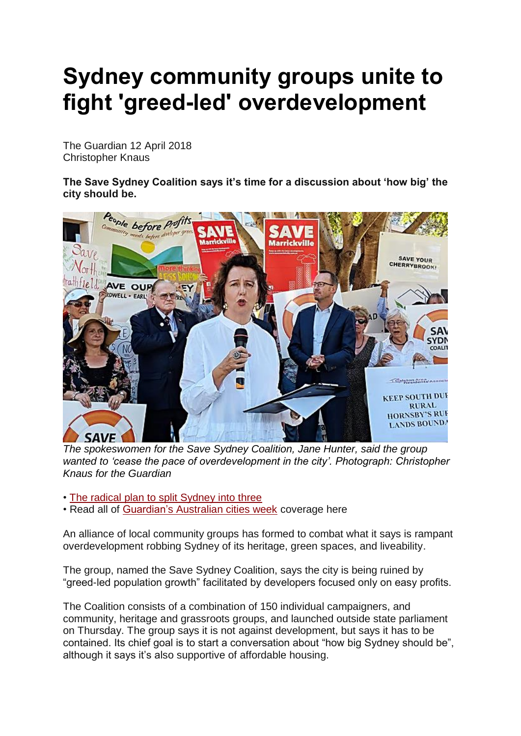# Sydney community groups unite to fight 'greed-led' overdevelopment

The Guardian 12 April 2018
Christopher Knaus

**The Save Sydney Coalition says it's time for a discussion about 'how big' the city should be.**

*The spokeswomen for the Save Sydney Coalition, Jane Hunter, said the group wanted to 'cease the pace of overdevelopment in the city'. Photograph: Christopher Knaus for the Guardian*

- The radical plan to split Sydney into three
- Read all of Guardian's Australian cities week coverage here

An alliance of local community groups has formed to combat what it says is rampant overdevelopment robbing Sydney of its heritage, green spaces, and liveability.

The group, named the Save Sydney Coalition, says the city is being ruined by "greed-led population growth" facilitated by developers focused only on easy profits.

The Coalition consists of a combination of 150 individual campaigners, and community, heritage and grassroots groups, and launched outside state parliament on Thursday. The group says it is not against development, but says it has to be contained. Its chief goal is to start a conversation about "how big Sydney should be", although it says it's also supportive of affordable housing.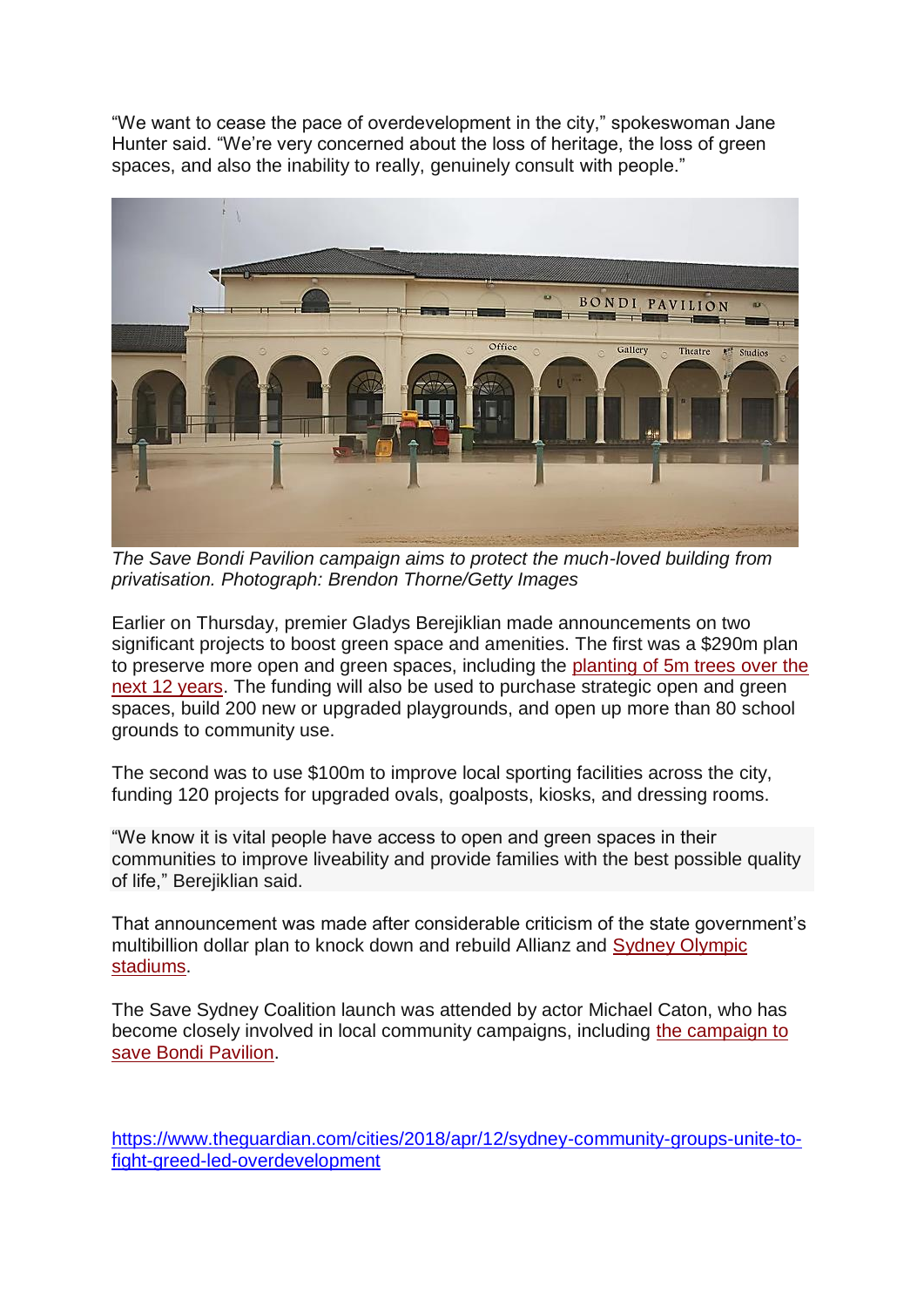"We want to cease the pace of overdevelopment in the city," spokeswoman Jane Hunter said. "We're very concerned about the loss of heritage, the loss of green spaces, and also the inability to really, genuinely consult with people."

*The Save Bondi Pavilion campaign aims to protect the much-loved building from privatisation. Photograph: Brendon Thorne/Getty Images*

Earlier on Thursday, premier Gladys Berejiklian made announcements on two significant projects to boost green space and amenities. The first was a $290m plan to preserve more open and green spaces, including the [planting of 5m trees over the next 12 years](). The funding will also be used to purchase strategic open and green spaces, build 200 new or upgraded playgrounds, and open up more than 80 school grounds to community use.

The second was to use $100m to improve local sporting facilities across the city, funding 120 projects for upgraded ovals, goalposts, kiosks, and dressing rooms.

"We know it is vital people have access to open and green spaces in their communities to improve liveability and provide families with the best possible quality of life," Berejiklian said.

That announcement was made after considerable criticism of the state government's multibillion dollar plan to knock down and rebuild Allianz and [Sydney Olympic stadiums]().

The Save Sydney Coalition launch was attended by actor Michael Caton, who has become closely involved in local community campaigns, including [the campaign to save Bondi Pavilion]().

https://www.theguardian.com/cities/2018/apr/12/sydney-community-groups-unite-to-fight-greed-led-overdevelopment